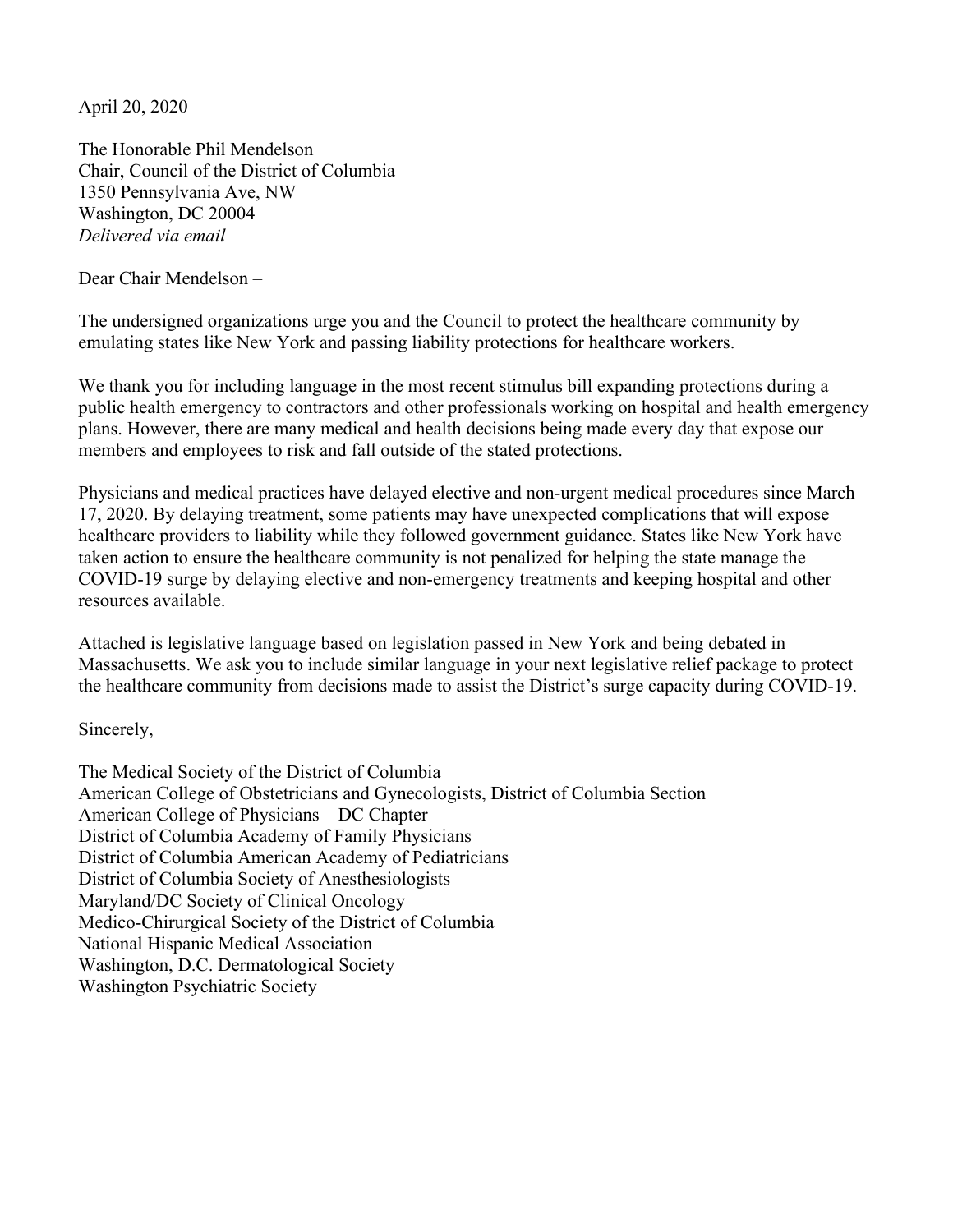April 20, 2020

The Honorable Phil Mendelson
Chair, Council of the District of Columbia
1350 Pennsylvania Ave, NW
Washington, DC 20004
*Delivered via email*

Dear Chair Mendelson –

The undersigned organizations urge you and the Council to protect the healthcare community by emulating states like New York and passing liability protections for healthcare workers.

We thank you for including language in the most recent stimulus bill expanding protections during a public health emergency to contractors and other professionals working on hospital and health emergency plans. However, there are many medical and health decisions being made every day that expose our members and employees to risk and fall outside of the stated protections.

Physicians and medical practices have delayed elective and non-urgent medical procedures since March 17, 2020. By delaying treatment, some patients may have unexpected complications that will expose healthcare providers to liability while they followed government guidance. States like New York have taken action to ensure the healthcare community is not penalized for helping the state manage the COVID-19 surge by delaying elective and non-emergency treatments and keeping hospital and other resources available.

Attached is legislative language based on legislation passed in New York and being debated in Massachusetts. We ask you to include similar language in your next legislative relief package to protect the healthcare community from decisions made to assist the District's surge capacity during COVID-19.

Sincerely,

The Medical Society of the District of Columbia
American College of Obstetricians and Gynecologists, District of Columbia Section
American College of Physicians – DC Chapter
District of Columbia Academy of Family Physicians
District of Columbia American Academy of Pediatricians
District of Columbia Society of Anesthesiologists
Maryland/DC Society of Clinical Oncology
Medico-Chirurgical Society of the District of Columbia
National Hispanic Medical Association
Washington, D.C. Dermatological Society
Washington Psychiatric Society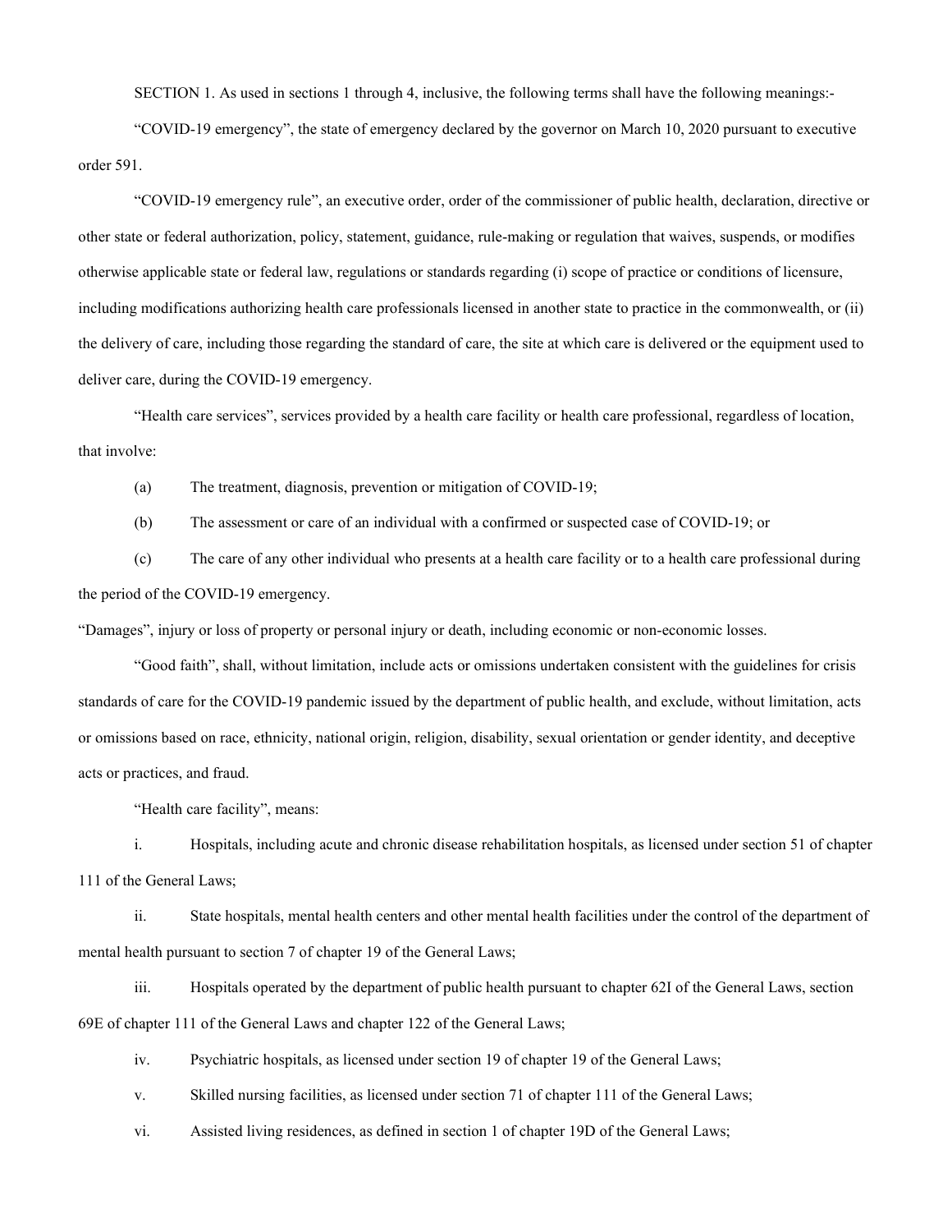SECTION 1. As used in sections 1 through 4, inclusive, the following terms shall have the following meanings:-

"COVID-19 emergency", the state of emergency declared by the governor on March 10, 2020 pursuant to executive order 591.

"COVID-19 emergency rule", an executive order, order of the commissioner of public health, declaration, directive or other state or federal authorization, policy, statement, guidance, rule-making or regulation that waives, suspends, or modifies otherwise applicable state or federal law, regulations or standards regarding (i) scope of practice or conditions of licensure, including modifications authorizing health care professionals licensed in another state to practice in the commonwealth, or (ii) the delivery of care, including those regarding the standard of care, the site at which care is delivered or the equipment used to deliver care, during the COVID-19 emergency.

"Health care services", services provided by a health care facility or health care professional, regardless of location, that involve:

(a) The treatment, diagnosis, prevention or mitigation of COVID-19;

(b) The assessment or care of an individual with a confirmed or suspected case of COVID-19; or

(c) The care of any other individual who presents at a health care facility or to a health care professional during the period of the COVID-19 emergency.

"Damages", injury or loss of property or personal injury or death, including economic or non-economic losses.

"Good faith", shall, without limitation, include acts or omissions undertaken consistent with the guidelines for crisis standards of care for the COVID-19 pandemic issued by the department of public health, and exclude, without limitation, acts or omissions based on race, ethnicity, national origin, religion, disability, sexual orientation or gender identity, and deceptive acts or practices, and fraud.

"Health care facility", means:

i. Hospitals, including acute and chronic disease rehabilitation hospitals, as licensed under section 51 of chapter 111 of the General Laws;

ii. State hospitals, mental health centers and other mental health facilities under the control of the department of mental health pursuant to section 7 of chapter 19 of the General Laws;

iii. Hospitals operated by the department of public health pursuant to chapter 62I of the General Laws, section 69E of chapter 111 of the General Laws and chapter 122 of the General Laws;

iv. Psychiatric hospitals, as licensed under section 19 of chapter 19 of the General Laws;

v. Skilled nursing facilities, as licensed under section 71 of chapter 111 of the General Laws;

vi. Assisted living residences, as defined in section 1 of chapter 19D of the General Laws;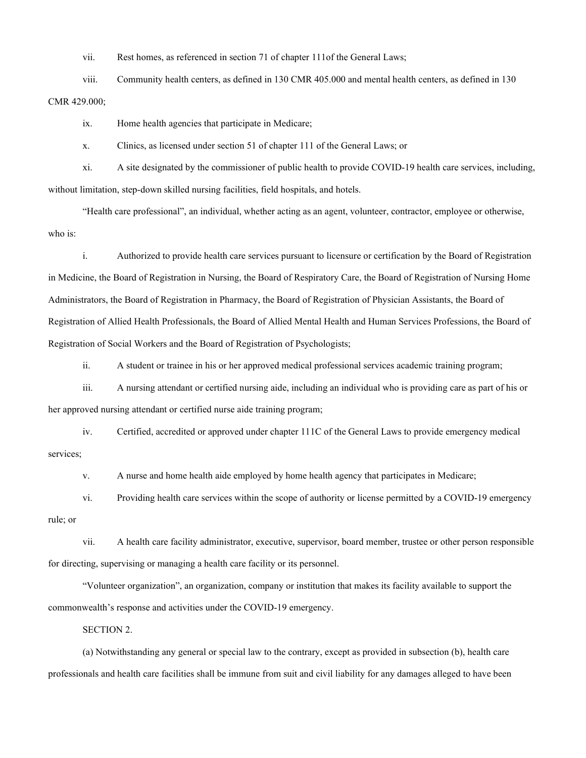vii. Rest homes, as referenced in section 71 of chapter 111of the General Laws;

viii. Community health centers, as defined in 130 CMR 405.000 and mental health centers, as defined in 130 CMR 429.000;

ix. Home health agencies that participate in Medicare;

x. Clinics, as licensed under section 51 of chapter 111 of the General Laws; or

xi. A site designated by the commissioner of public health to provide COVID-19 health care services, including, without limitation, step-down skilled nursing facilities, field hospitals, and hotels.

"Health care professional", an individual, whether acting as an agent, volunteer, contractor, employee or otherwise, who is:

i. Authorized to provide health care services pursuant to licensure or certification by the Board of Registration in Medicine, the Board of Registration in Nursing, the Board of Respiratory Care, the Board of Registration of Nursing Home Administrators, the Board of Registration in Pharmacy, the Board of Registration of Physician Assistants, the Board of Registration of Allied Health Professionals, the Board of Allied Mental Health and Human Services Professions, the Board of Registration of Social Workers and the Board of Registration of Psychologists;

ii. A student or trainee in his or her approved medical professional services academic training program;

iii. A nursing attendant or certified nursing aide, including an individual who is providing care as part of his or her approved nursing attendant or certified nurse aide training program;

iv. Certified, accredited or approved under chapter 111C of the General Laws to provide emergency medical services;

v. A nurse and home health aide employed by home health agency that participates in Medicare;

vi. Providing health care services within the scope of authority or license permitted by a COVID-19 emergency rule; or

vii. A health care facility administrator, executive, supervisor, board member, trustee or other person responsible for directing, supervising or managing a health care facility or its personnel.

"Volunteer organization", an organization, company or institution that makes its facility available to support the commonwealth's response and activities under the COVID-19 emergency.

SECTION 2.

(a) Notwithstanding any general or special law to the contrary, except as provided in subsection (b), health care professionals and health care facilities shall be immune from suit and civil liability for any damages alleged to have been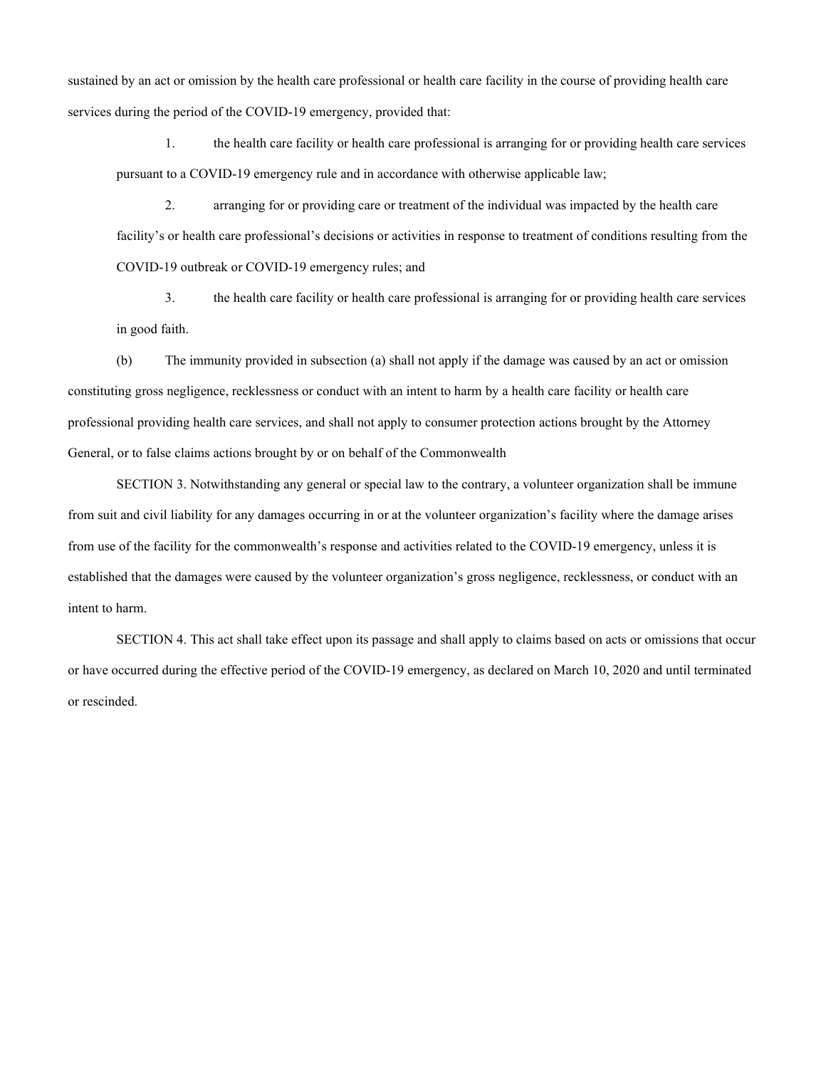sustained by an act or omission by the health care professional or health care facility in the course of providing health care services during the period of the COVID-19 emergency, provided that:

1. the health care facility or health care professional is arranging for or providing health care services pursuant to a COVID-19 emergency rule and in accordance with otherwise applicable law;

2. arranging for or providing care or treatment of the individual was impacted by the health care facility's or health care professional's decisions or activities in response to treatment of conditions resulting from the COVID-19 outbreak or COVID-19 emergency rules; and

3. the health care facility or health care professional is arranging for or providing health care services in good faith.

(b) The immunity provided in subsection (a) shall not apply if the damage was caused by an act or omission constituting gross negligence, recklessness or conduct with an intent to harm by a health care facility or health care professional providing health care services, and shall not apply to consumer protection actions brought by the Attorney General, or to false claims actions brought by or on behalf of the Commonwealth

SECTION 3. Notwithstanding any general or special law to the contrary, a volunteer organization shall be immune from suit and civil liability for any damages occurring in or at the volunteer organization's facility where the damage arises from use of the facility for the commonwealth's response and activities related to the COVID-19 emergency, unless it is established that the damages were caused by the volunteer organization's gross negligence, recklessness, or conduct with an intent to harm.

SECTION 4. This act shall take effect upon its passage and shall apply to claims based on acts or omissions that occur or have occurred during the effective period of the COVID-19 emergency, as declared on March 10, 2020 and until terminated or rescinded.